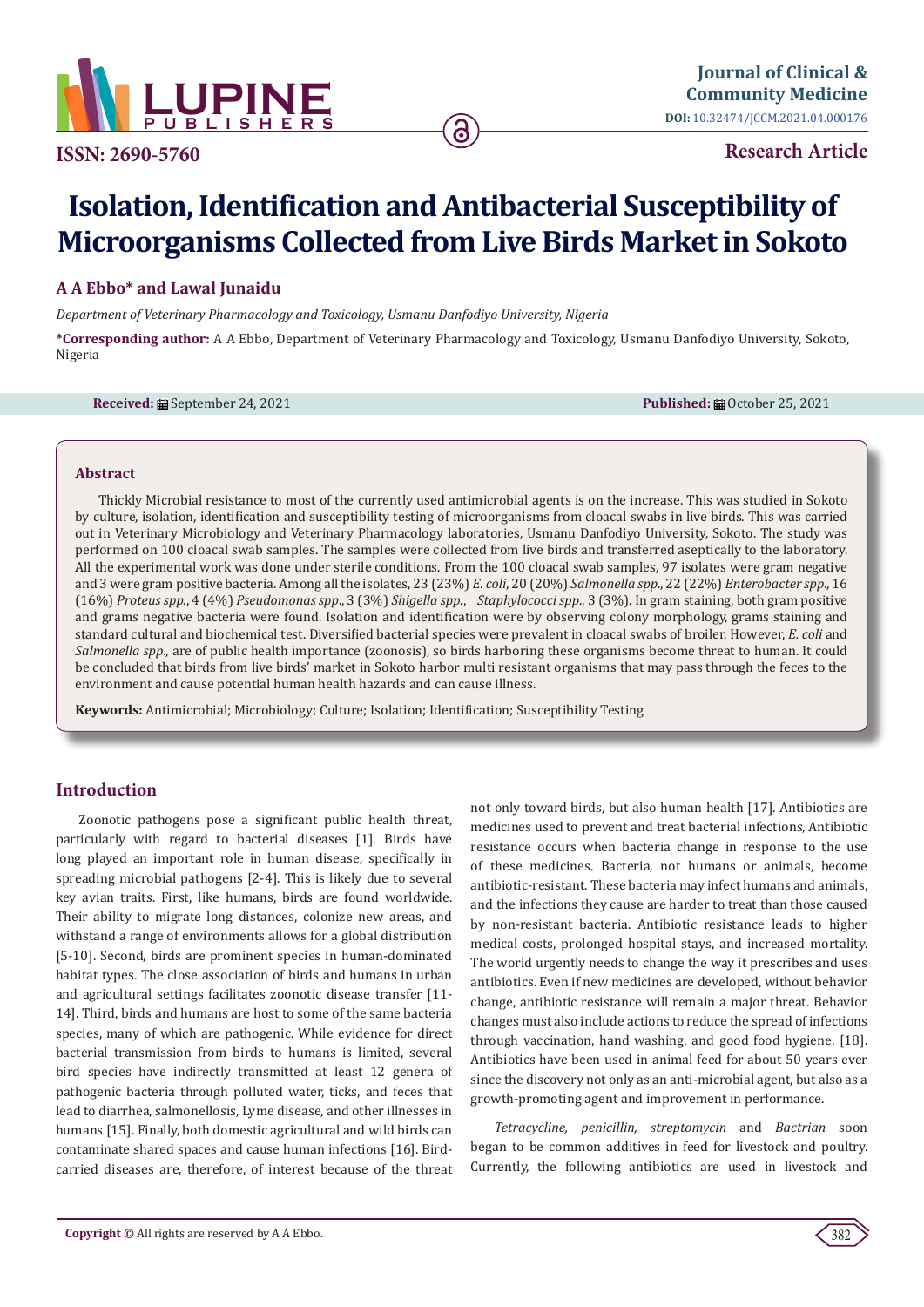# Isolation, Identification and Antibacterial Susceptibility of Microorganisms Collected from Live Birds Market in Sokoto

**A A Ebbo\* and Lawal Junaidu**

*Department of Veterinary Pharmacology and Toxicology, Usmanu Danfodiyo University, Nigeria*

**\*Corresponding author:** A A Ebbo, Department of Veterinary Pharmacology and Toxicology, Usmanu Danfodiyo University, Sokoto, Nigeria

**Received:** September 24, 2021 **Published:** October 25, 2021

## Abstract

Thickly Microbial resistance to most of the currently used antimicrobial agents is on the increase. This was studied in Sokoto by culture, isolation, identification and susceptibility testing of microorganisms from cloacal swabs in live birds. This was carried out in Veterinary Microbiology and Veterinary Pharmacology laboratories, Usmanu Danfodiyo University, Sokoto. The study was performed on 100 cloacal swab samples. The samples were collected from live birds and transferred aseptically to the laboratory. All the experimental work was done under sterile conditions. From the 100 cloacal swab samples, 97 isolates were gram negative and 3 were gram positive bacteria. Among all the isolates, 23 (23%) *E. coli*, 20 (20%) *Salmonella spp.*, 22 (22%) *Enterobacter spp.*, 16 (16%) *Proteus spp.*, 4 (4%) *Pseudomonas spp.*, 3 (3%) *Shigella spp.*, *Staphylococci spp.*, 3 (3%). In gram staining, both gram positive and grams negative bacteria were found. Isolation and identification were by observing colony morphology, grams staining and standard cultural and biochemical test. Diversified bacterial species were prevalent in cloacal swabs of broiler. However, *E. coli* and *Salmonella spp.*, are of public health importance (zoonosis), so birds harboring these organisms become threat to human. It could be concluded that birds from live birds' market in Sokoto harbor multi resistant organisms that may pass through the feces to the environment and cause potential human health hazards and can cause illness.

**Keywords:** Antimicrobial; Microbiology; Culture; Isolation; Identification; Susceptibility Testing

## Introduction

Zoonotic pathogens pose a significant public health threat, particularly with regard to bacterial diseases [1]. Birds have long played an important role in human disease, specifically in spreading microbial pathogens [2-4]. This is likely due to several key avian traits. First, like humans, birds are found worldwide. Their ability to migrate long distances, colonize new areas, and withstand a range of environments allows for a global distribution [5-10]. Second, birds are prominent species in human-dominated habitat types. The close association of birds and humans in urban and agricultural settings facilitates zoonotic disease transfer [11-14]. Third, birds and humans are host to some of the same bacteria species, many of which are pathogenic. While evidence for direct bacterial transmission from birds to humans is limited, several bird species have indirectly transmitted at least 12 genera of pathogenic bacteria through polluted water, ticks, and feces that lead to diarrhea, salmonellosis, Lyme disease, and other illnesses in humans [15]. Finally, both domestic agricultural and wild birds can contaminate shared spaces and cause human infections [16]. Bird-carried diseases are, therefore, of interest because of the threat not only toward birds, but also human health [17]. Antibiotics are medicines used to prevent and treat bacterial infections, Antibiotic resistance occurs when bacteria change in response to the use of these medicines. Bacteria, not humans or animals, become antibiotic-resistant. These bacteria may infect humans and animals, and the infections they cause are harder to treat than those caused by non-resistant bacteria. Antibiotic resistance leads to higher medical costs, prolonged hospital stays, and increased mortality. The world urgently needs to change the way it prescribes and uses antibiotics. Even if new medicines are developed, without behavior change, antibiotic resistance will remain a major threat. Behavior changes must also include actions to reduce the spread of infections through vaccination, hand washing, and good food hygiene, [18]. Antibiotics have been used in animal feed for about 50 years ever since the discovery not only as an anti-microbial agent, but also as a growth-promoting agent and improvement in performance.

*Tetracycline, penicillin, streptomycin* and *Bactrian* soon began to be common additives in feed for livestock and poultry. Currently, the following antibiotics are used in livestock and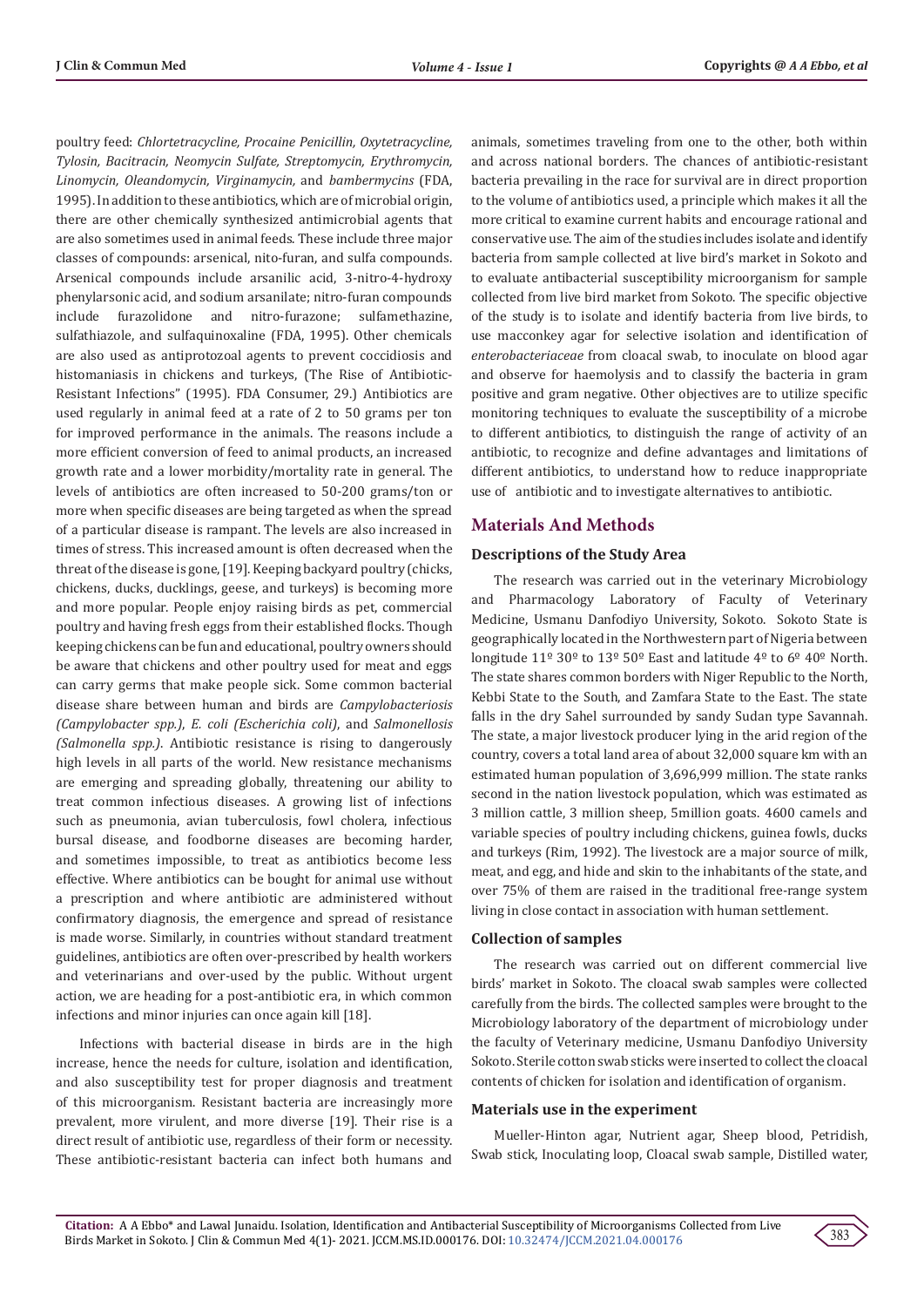poultry feed: *Chlortetracycline, Procaine Penicillin, Oxytetracycline, Tylosin, Bacitracin, Neomycin Sulfate, Streptomycin, Erythromycin, Linomycin, Oleandomycin, Virginamycin,* and *bambermycins* (FDA, 1995). In addition to these antibiotics, which are of microbial origin, there are other chemically synthesized antimicrobial agents that are also sometimes used in animal feeds. These include three major classes of compounds: arsenical, nito-furan, and sulfa compounds. Arsenical compounds include arsanilic acid, 3-nitro-4-hydroxy phenylarsonic acid, and sodium arsanilate; nitro-furan compounds include furazolidone and nitro-furazone; sulfamethazine, sulfathiazole, and sulfaquinoxaline (FDA, 1995). Other chemicals are also used as antiprotozoal agents to prevent coccidiosis and histomaniasis in chickens and turkeys, (The Rise of Antibiotic-Resistant Infections" (1995). FDA Consumer, 29.) Antibiotics are used regularly in animal feed at a rate of 2 to 50 grams per ton for improved performance in the animals. The reasons include a more efficient conversion of feed to animal products, an increased growth rate and a lower morbidity/mortality rate in general. The levels of antibiotics are often increased to 50-200 grams/ton or more when specific diseases are being targeted as when the spread of a particular disease is rampant. The levels are also increased in times of stress. This increased amount is often decreased when the threat of the disease is gone, [19]. Keeping backyard poultry (chicks, chickens, ducks, ducklings, geese, and turkeys) is becoming more and more popular. People enjoy raising birds as pet, commercial poultry and having fresh eggs from their established flocks. Though keeping chickens can be fun and educational, poultry owners should be aware that chickens and other poultry used for meat and eggs can carry germs that make people sick. Some common bacterial disease share between human and birds are *Campylobacteriosis (Campylobacter spp.)*, *E. coli (Escherichia coli)*, and *Salmonellosis (Salmonella spp.)*. Antibiotic resistance is rising to dangerously high levels in all parts of the world. New resistance mechanisms are emerging and spreading globally, threatening our ability to treat common infectious diseases. A growing list of infections such as pneumonia, avian tuberculosis, fowl cholera, infectious bursal disease, and foodborne diseases are becoming harder, and sometimes impossible, to treat as antibiotics become less effective. Where antibiotics can be bought for animal use without a prescription and where antibiotic are administered without confirmatory diagnosis, the emergence and spread of resistance is made worse. Similarly, in countries without standard treatment guidelines, antibiotics are often over-prescribed by health workers and veterinarians and over-used by the public. Without urgent action, we are heading for a post-antibiotic era, in which common infections and minor injuries can once again kill [18].

Infections with bacterial disease in birds are in the high increase, hence the needs for culture, isolation and identification, and also susceptibility test for proper diagnosis and treatment of this microorganism. Resistant bacteria are increasingly more prevalent, more virulent, and more diverse [19]. Their rise is a direct result of antibiotic use, regardless of their form or necessity. These antibiotic-resistant bacteria can infect both humans and animals, sometimes traveling from one to the other, both within and across national borders. The chances of antibiotic-resistant bacteria prevailing in the race for survival are in direct proportion to the volume of antibiotics used, a principle which makes it all the more critical to examine current habits and encourage rational and conservative use. The aim of the studies includes isolate and identify bacteria from sample collected at live bird's market in Sokoto and to evaluate antibacterial susceptibility microorganism for sample collected from live bird market from Sokoto. The specific objective of the study is to isolate and identify bacteria from live birds, to use macconkey agar for selective isolation and identification of *enterobacteriaceae* from cloacal swab, to inoculate on blood agar and observe for haemolysis and to classify the bacteria in gram positive and gram negative. Other objectives are to utilize specific monitoring techniques to evaluate the susceptibility of a microbe to different antibiotics, to distinguish the range of activity of an antibiotic, to recognize and define advantages and limitations of different antibiotics, to understand how to reduce inappropriate use of antibiotic and to investigate alternatives to antibiotic.

## Materials And Methods

### Descriptions of the Study Area

The research was carried out in the veterinary Microbiology and Pharmacology Laboratory of Faculty of Veterinary Medicine, Usmanu Danfodiyo University, Sokoto. Sokoto State is geographically located in the Northwestern part of Nigeria between longitude 11º 30º to 13º 50º East and latitude 4º to 6º 40º North. The state shares common borders with Niger Republic to the North, Kebbi State to the South, and Zamfara State to the East. The state falls in the dry Sahel surrounded by sandy Sudan type Savannah. The state, a major livestock producer lying in the arid region of the country, covers a total land area of about 32,000 square km with an estimated human population of 3,696,999 million. The state ranks second in the nation livestock population, which was estimated as 3 million cattle, 3 million sheep, 5million goats. 4600 camels and variable species of poultry including chickens, guinea fowls, ducks and turkeys (Rim, 1992). The livestock are a major source of milk, meat, and egg, and hide and skin to the inhabitants of the state, and over 75% of them are raised in the traditional free-range system living in close contact in association with human settlement.

### Collection of samples

The research was carried out on different commercial live birds' market in Sokoto. The cloacal swab samples were collected carefully from the birds. The collected samples were brought to the Microbiology laboratory of the department of microbiology under the faculty of Veterinary medicine, Usmanu Danfodiyo University Sokoto. Sterile cotton swab sticks were inserted to collect the cloacal contents of chicken for isolation and identification of organism.

### Materials use in the experiment

Mueller-Hinton agar, Nutrient agar, Sheep blood, Petridish, Swab stick, Inoculating loop, Cloacal swab sample, Distilled water,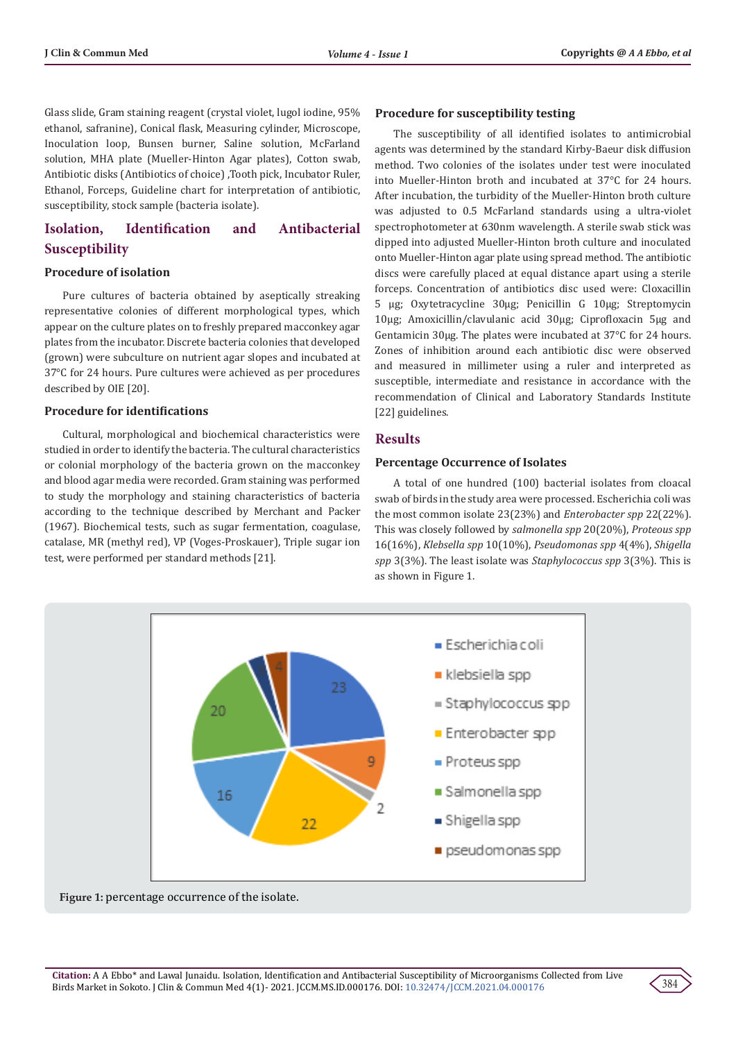Glass slide, Gram staining reagent (crystal violet, lugol iodine, 95% ethanol, safranine), Conical flask, Measuring cylinder, Microscope, Inoculation loop, Bunsen burner, Saline solution, McFarland solution, MHA plate (Mueller-Hinton Agar plates), Cotton swab, Antibiotic disks (Antibiotics of choice) ,Tooth pick, Incubator Ruler, Ethanol, Forceps, Guideline chart for interpretation of antibiotic, susceptibility, stock sample (bacteria isolate).

## Isolation, Identification and Antibacterial Susceptibility

### Procedure of isolation

Pure cultures of bacteria obtained by aseptically streaking representative colonies of different morphological types, which appear on the culture plates on to freshly prepared macconkey agar plates from the incubator. Discrete bacteria colonies that developed (grown) were subculture on nutrient agar slopes and incubated at 37°C for 24 hours. Pure cultures were achieved as per procedures described by OIE [20].

### Procedure for identifications

Cultural, morphological and biochemical characteristics were studied in order to identify the bacteria. The cultural characteristics or colonial morphology of the bacteria grown on the macconkey and blood agar media were recorded. Gram staining was performed to study the morphology and staining characteristics of bacteria according to the technique described by Merchant and Packer (1967). Biochemical tests, such as sugar fermentation, coagulase, catalase, MR (methyl red), VP (Voges-Proskauer), Triple sugar ion test, were performed per standard methods [21].

### Procedure for susceptibility testing

The susceptibility of all identified isolates to antimicrobial agents was determined by the standard Kirby-Baeur disk diffusion method. Two colonies of the isolates under test were inoculated into Mueller-Hinton broth and incubated at 37°C for 24 hours. After incubation, the turbidity of the Mueller-Hinton broth culture was adjusted to 0.5 McFarland standards using a ultra-violet spectrophotometer at 630nm wavelength. A sterile swab stick was dipped into adjusted Mueller-Hinton broth culture and inoculated onto Mueller-Hinton agar plate using spread method. The antibiotic discs were carefully placed at equal distance apart using a sterile forceps. Concentration of antibiotics disc used were: Cloxacillin 5 μg; Oxytetracycline 30μg; Penicillin G 10μg; Streptomycin 10μg; Amoxicillin/clavulanic acid 30μg; Ciprofloxacin 5μg and Gentamicin 30μg. The plates were incubated at 37°C for 24 hours. Zones of inhibition around each antibiotic disc were observed and measured in millimeter using a ruler and interpreted as susceptible, intermediate and resistance in accordance with the recommendation of Clinical and Laboratory Standards Institute [22] guidelines.

## Results

### Percentage Occurrence of Isolates

A total of one hundred (100) bacterial isolates from cloacal swab of birds in the study area were processed. Escherichia coli was the most common isolate 23(23%) and *Enterobacter spp* 22(22%). This was closely followed by *salmonella spp* 20(20%), *Proteous spp* 16(16%), *Klebsella spp* 10(10%), *Pseudomonas spp* 4(4%), *Shigella spp* 3(3%). The least isolate was *Staphylococcus spp* 3(3%). This is as shown in Figure 1.

**Figure 1:** percentage occurrence of the isolate.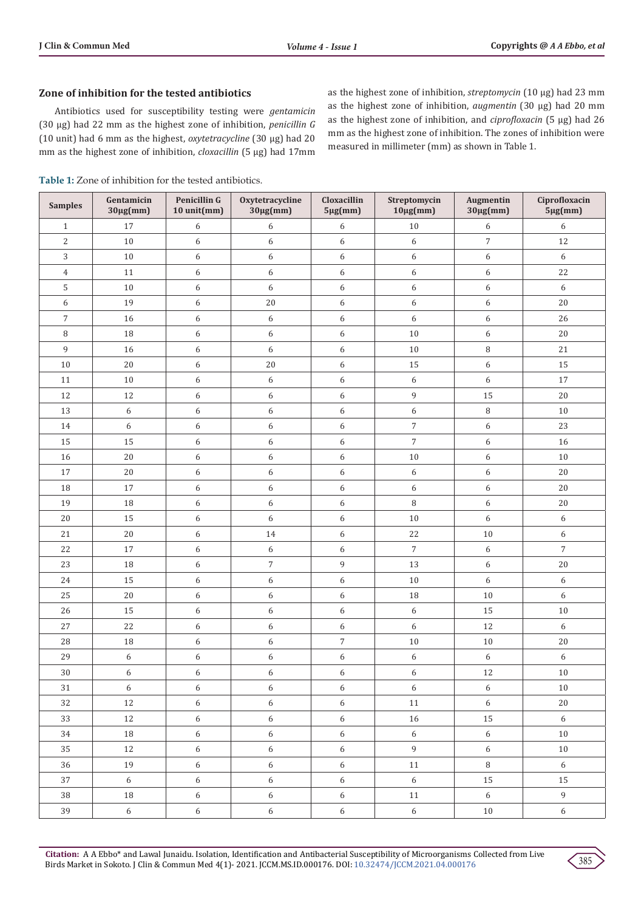## Zone of inhibition for the tested antibiotics

Antibiotics used for susceptibility testing were *gentamicin* (30 µg) had 22 mm as the highest zone of inhibition, *penicillin G* (10 unit) had 6 mm as the highest, *oxytetracycline* (30 µg) had 20 mm as the highest zone of inhibition, *cloxacillin* (5 µg) had 17mm as the highest zone of inhibition, *streptomycin* (10 µg) had 23 mm as the highest zone of inhibition, *augmentin* (30 µg) had 20 mm as the highest zone of inhibition, and *ciprofloxacin* (5 µg) had 26 mm as the highest zone of inhibition. The zones of inhibition were measured in millimeter (mm) as shown in Table 1.

**Table 1:** Zone of inhibition for the tested antibiotics.

| Samples | Gentamicin 30µg(mm) | Penicillin G 10 unit(mm) | Oxytetracycline 30µg(mm) | Cloxacillin 5µg(mm) | Streptomycin 10µg(mm) | Augmentin 30µg(mm) | Ciprofloxacin 5µg(mm) |
|---|---|---|---|---|---|---|---|
| 1 | 17 | 6 | 6 | 6 | 10 | 6 | 6 |
| 2 | 10 | 6 | 6 | 6 | 6 | 7 | 12 |
| 3 | 10 | 6 | 6 | 6 | 6 | 6 | 6 |
| 4 | 11 | 6 | 6 | 6 | 6 | 6 | 22 |
| 5 | 10 | 6 | 6 | 6 | 6 | 6 | 6 |
| 6 | 19 | 6 | 20 | 6 | 6 | 6 | 20 |
| 7 | 16 | 6 | 6 | 6 | 6 | 6 | 26 |
| 8 | 18 | 6 | 6 | 6 | 10 | 6 | 20 |
| 9 | 16 | 6 | 6 | 6 | 10 | 8 | 21 |
| 10 | 20 | 6 | 20 | 6 | 15 | 6 | 15 |
| 11 | 10 | 6 | 6 | 6 | 6 | 6 | 17 |
| 12 | 12 | 6 | 6 | 6 | 9 | 15 | 20 |
| 13 | 6 | 6 | 6 | 6 | 6 | 8 | 10 |
| 14 | 6 | 6 | 6 | 6 | 7 | 6 | 23 |
| 15 | 15 | 6 | 6 | 6 | 7 | 6 | 16 |
| 16 | 20 | 6 | 6 | 6 | 10 | 6 | 10 |
| 17 | 20 | 6 | 6 | 6 | 6 | 6 | 20 |
| 18 | 17 | 6 | 6 | 6 | 6 | 6 | 20 |
| 19 | 18 | 6 | 6 | 6 | 8 | 6 | 20 |
| 20 | 15 | 6 | 6 | 6 | 10 | 6 | 6 |
| 21 | 20 | 6 | 14 | 6 | 22 | 10 | 6 |
| 22 | 17 | 6 | 6 | 6 | 7 | 6 | 7 |
| 23 | 18 | 6 | 7 | 9 | 13 | 6 | 20 |
| 24 | 15 | 6 | 6 | 6 | 10 | 6 | 6 |
| 25 | 20 | 6 | 6 | 6 | 18 | 10 | 6 |
| 26 | 15 | 6 | 6 | 6 | 6 | 15 | 10 |
| 27 | 22 | 6 | 6 | 6 | 6 | 12 | 6 |
| 28 | 18 | 6 | 6 | 7 | 10 | 10 | 20 |
| 29 | 6 | 6 | 6 | 6 | 6 | 6 | 6 |
| 30 | 6 | 6 | 6 | 6 | 6 | 12 | 10 |
| 31 | 6 | 6 | 6 | 6 | 6 | 6 | 10 |
| 32 | 12 | 6 | 6 | 6 | 11 | 6 | 20 |
| 33 | 12 | 6 | 6 | 6 | 16 | 15 | 6 |
| 34 | 18 | 6 | 6 | 6 | 6 | 6 | 10 |
| 35 | 12 | 6 | 6 | 6 | 9 | 6 | 10 |
| 36 | 19 | 6 | 6 | 6 | 11 | 8 | 6 |
| 37 | 6 | 6 | 6 | 6 | 6 | 15 | 15 |
| 38 | 18 | 6 | 6 | 6 | 11 | 6 | 9 |
| 39 | 6 | 6 | 6 | 6 | 6 | 10 | 6 |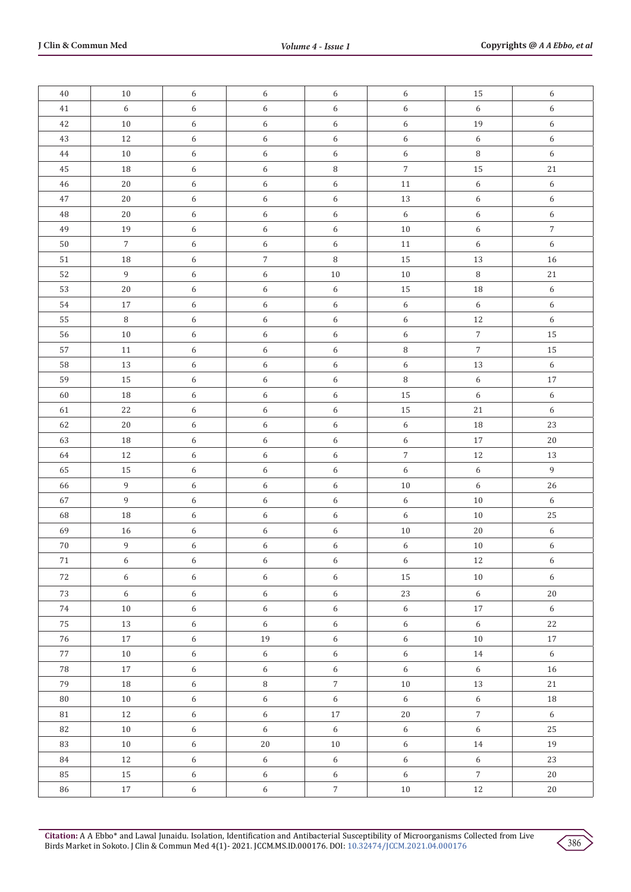| 40 | 10 | 6 | 6 | 6 | 6 | 15 | 6 |
|---|---|---|---|---|---|---|---|
| 41 | 6 | 6 | 6 | 6 | 6 | 6 | 6 |
| 42 | 10 | 6 | 6 | 6 | 6 | 19 | 6 |
| 43 | 12 | 6 | 6 | 6 | 6 | 6 | 6 |
| 44 | 10 | 6 | 6 | 6 | 6 | 8 | 6 |
| 45 | 18 | 6 | 6 | 8 | 7 | 15 | 21 |
| 46 | 20 | 6 | 6 | 6 | 11 | 6 | 6 |
| 47 | 20 | 6 | 6 | 6 | 13 | 6 | 6 |
| 48 | 20 | 6 | 6 | 6 | 6 | 6 | 6 |
| 49 | 19 | 6 | 6 | 6 | 10 | 6 | 7 |
| 50 | 7 | 6 | 6 | 6 | 11 | 6 | 6 |
| 51 | 18 | 6 | 7 | 8 | 15 | 13 | 16 |
| 52 | 9 | 6 | 6 | 10 | 10 | 8 | 21 |
| 53 | 20 | 6 | 6 | 6 | 15 | 18 | 6 |
| 54 | 17 | 6 | 6 | 6 | 6 | 6 | 6 |
| 55 | 8 | 6 | 6 | 6 | 6 | 12 | 6 |
| 56 | 10 | 6 | 6 | 6 | 6 | 7 | 15 |
| 57 | 11 | 6 | 6 | 6 | 8 | 7 | 15 |
| 58 | 13 | 6 | 6 | 6 | 6 | 13 | 6 |
| 59 | 15 | 6 | 6 | 6 | 8 | 6 | 17 |
| 60 | 18 | 6 | 6 | 6 | 15 | 6 | 6 |
| 61 | 22 | 6 | 6 | 6 | 15 | 21 | 6 |
| 62 | 20 | 6 | 6 | 6 | 6 | 18 | 23 |
| 63 | 18 | 6 | 6 | 6 | 6 | 17 | 20 |
| 64 | 12 | 6 | 6 | 6 | 7 | 12 | 13 |
| 65 | 15 | 6 | 6 | 6 | 6 | 6 | 9 |
| 66 | 9 | 6 | 6 | 6 | 10 | 6 | 26 |
| 67 | 9 | 6 | 6 | 6 | 6 | 10 | 6 |
| 68 | 18 | 6 | 6 | 6 | 6 | 10 | 25 |
| 69 | 16 | 6 | 6 | 6 | 10 | 20 | 6 |
| 70 | 9 | 6 | 6 | 6 | 6 | 10 | 6 |
| 71 | 6 | 6 | 6 | 6 | 6 | 12 | 6 |
| 72 | 6 | 6 | 6 | 6 | 15 | 10 | 6 |
| 73 | 6 | 6 | 6 | 6 | 23 | 6 | 20 |
| 74 | 10 | 6 | 6 | 6 | 6 | 17 | 6 |
| 75 | 13 | 6 | 6 | 6 | 6 | 6 | 22 |
| 76 | 17 | 6 | 19 | 6 | 6 | 10 | 17 |
| 77 | 10 | 6 | 6 | 6 | 6 | 14 | 6 |
| 78 | 17 | 6 | 6 | 6 | 6 | 6 | 16 |
| 79 | 18 | 6 | 8 | 7 | 10 | 13 | 21 |
| 80 | 10 | 6 | 6 | 6 | 6 | 6 | 18 |
| 81 | 12 | 6 | 6 | 17 | 20 | 7 | 6 |
| 82 | 10 | 6 | 6 | 6 | 6 | 6 | 25 |
| 83 | 10 | 6 | 20 | 10 | 6 | 14 | 19 |
| 84 | 12 | 6 | 6 | 6 | 6 | 6 | 23 |
| 85 | 15 | 6 | 6 | 6 | 6 | 7 | 20 |
| 86 | 17 | 6 | 6 | 7 | 10 | 12 | 20 |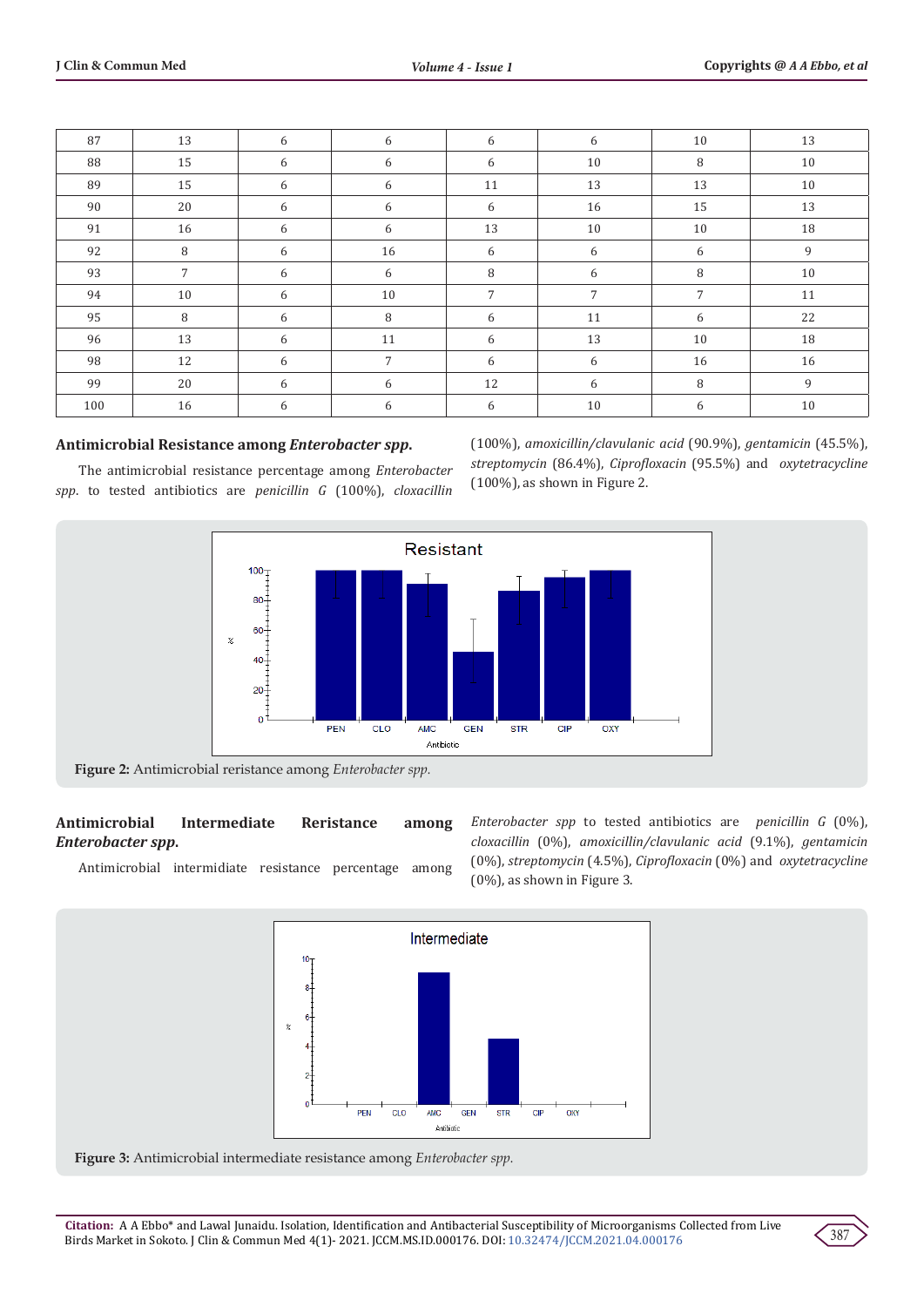| 87 | 13 | 6 | 6 | 6 | 6 | 10 | 13 |
|---|---|---|---|---|---|---|---|
| 88 | 15 | 6 | 6 | 6 | 10 | 8 | 10 |
| 89 | 15 | 6 | 6 | 11 | 13 | 13 | 10 |
| 90 | 20 | 6 | 6 | 6 | 16 | 15 | 13 |
| 91 | 16 | 6 | 6 | 13 | 10 | 10 | 18 |
| 92 | 8 | 6 | 16 | 6 | 6 | 6 | 9 |
| 93 | 7 | 6 | 6 | 8 | 6 | 8 | 10 |
| 94 | 10 | 6 | 10 | 7 | 7 | 7 | 11 |
| 95 | 8 | 6 | 8 | 6 | 11 | 6 | 22 |
| 96 | 13 | 6 | 11 | 6 | 13 | 10 | 18 |
| 98 | 12 | 6 | 7 | 6 | 6 | 16 | 16 |
| 99 | 20 | 6 | 6 | 12 | 6 | 8 | 9 |
| 100 | 16 | 6 | 6 | 6 | 10 | 6 | 10 |

### Antimicrobial Resistance among *Enterobacter spp.*

The antimicrobial resistance percentage among *Enterobacter spp*. to tested antibiotics are *penicillin G* (100%), *cloxacillin* (100%), *amoxicillin/clavulanic acid* (90.9%), *gentamicin* (45.5%), *streptomycin* (86.4%), *Ciprofloxacin* (95.5%) and *oxytetracycline* (100%), as shown in Figure 2.

**Figure 2:** Antimicrobial reristance among *Enterobacter spp.*

### Antimicrobial Intermediate Reristance among *Enterobacter spp.*

Antimicrobial intermidiate resistance percentage among *Enterobacter spp* to tested antibiotics are *penicillin G* (0%), *cloxacillin* (0%), *amoxicillin/clavulanic acid* (9.1%), *gentamicin* (0%), *streptomycin* (4.5%), *Ciprofloxacin* (0%) and *oxytetracycline* (0%), as shown in Figure 3.

**Figure 3:** Antimicrobial intermediate resistance among *Enterobacter spp.*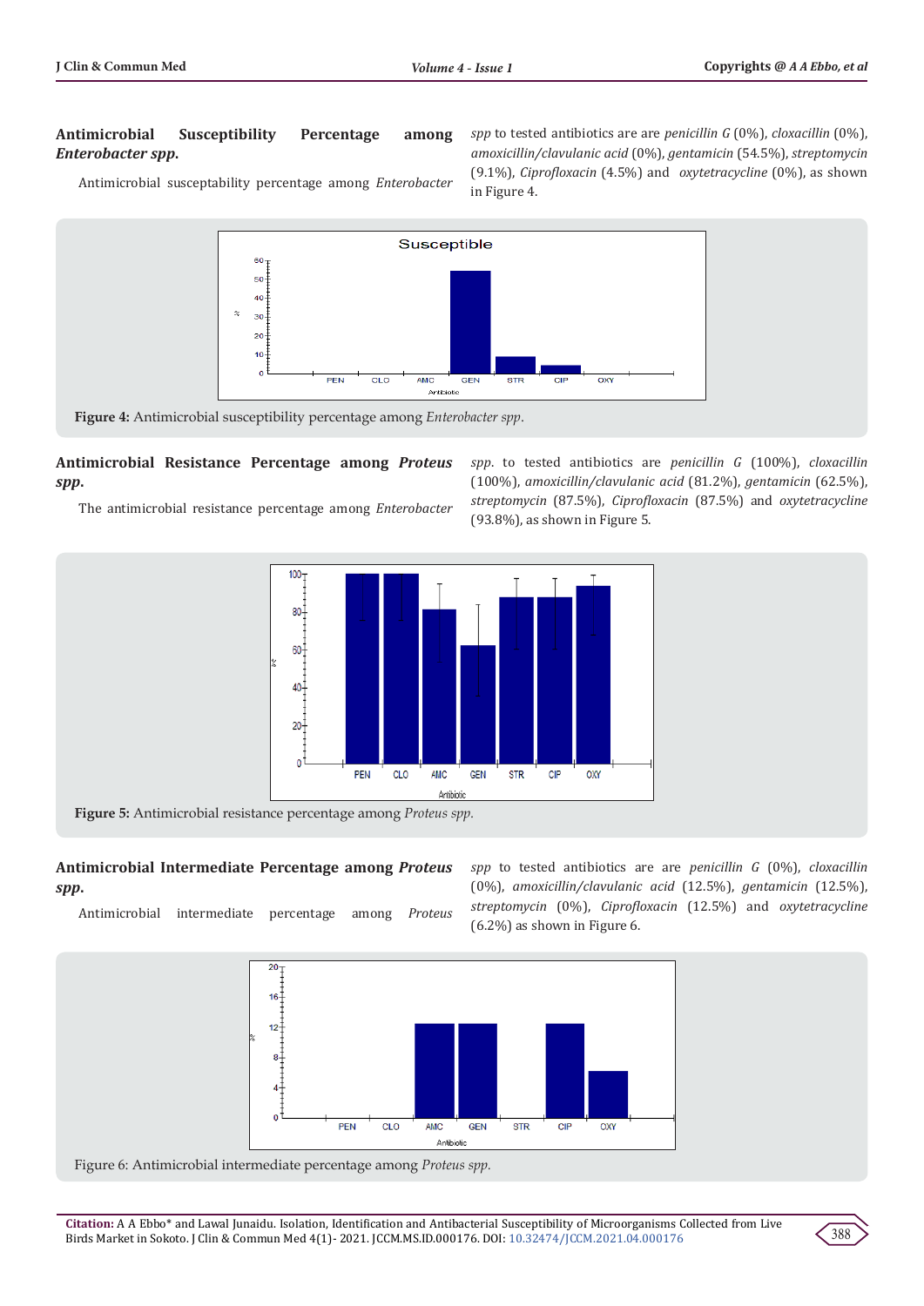### Antimicrobial Susceptibility Percentage among *Enterobacter spp.*

Antimicrobial susceptability percentage among *Enterobacter spp* to tested antibiotics are are *penicillin G* (0%), *cloxacillin* (0%), *amoxicillin/clavulanic acid* (0%), *gentamicin* (54.5%), *streptomycin* (9.1%), *Ciprofloxacin* (4.5%) and *oxytetracycline* (0%), as shown in Figure 4.

**Figure 4:** Antimicrobial susceptibility percentage among *Enterobacter spp*.

### Antimicrobial Resistance Percentage among *Proteus spp.*

The antimicrobial resistance percentage among *Enterobacter spp.* to tested antibiotics are *penicillin G* (100%), *cloxacillin* (100%), *amoxicillin/clavulanic acid* (81.2%), *gentamicin* (62.5%), *streptomycin* (87.5%), *Ciprofloxacin* (87.5%) and *oxytetracycline* (93.8%), as shown in Figure 5.

**Figure 5:** Antimicrobial resistance percentage among *Proteus spp.*

### Antimicrobial Intermediate Percentage among *Proteus spp.*

Antimicrobial intermediate percentage among *Proteus spp* to tested antibiotics are are *penicillin G* (0%), *cloxacillin* (0%), *amoxicillin/clavulanic acid* (12.5%), *gentamicin* (12.5%), *streptomycin* (0%), *Ciprofloxacin* (12.5%) and *oxytetracycline* (6.2%) as shown in Figure 6.

Figure 6: Antimicrobial intermediate percentage among *Proteus spp.*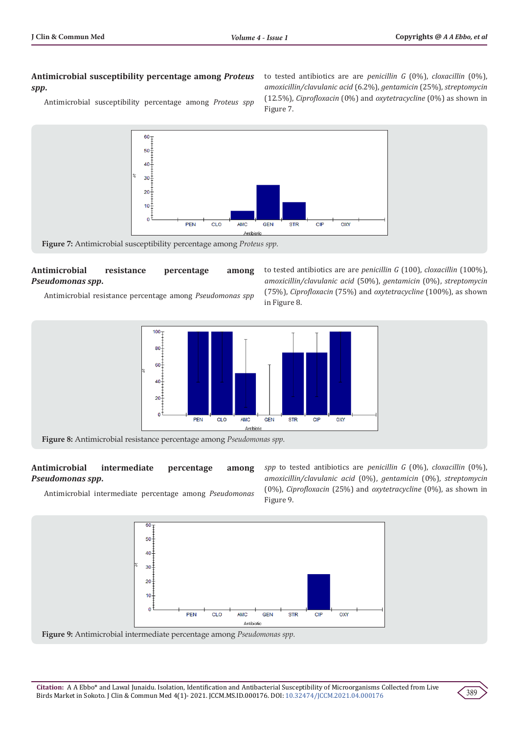### Antimicrobial susceptibility percentage among *Proteus spp.*

Antimicrobial susceptibility percentage among *Proteus spp* to tested antibiotics are are *penicillin G* (0%), *cloxacillin* (0%), *amoxicillin/clavulanic acid* (6.2%), *gentamicin* (25%), *streptomycin* (12.5%), *Ciprofloxacin* (0%) and *oxytetracycline* (0%) as shown in Figure 7.

**Figure 7:** Antimicrobial susceptibility percentage among *Proteus spp.*

### Antimicrobial resistance percentage among *Pseudomonas spp.*

Antimicrobial resistance percentage among *Pseudomonas spp* to tested antibiotics are are *penicillin G* (100), *cloxacillin* (100%), *amoxicillin/clavulanic acid* (50%), *gentamicin* (0%), *streptomycin* (75%), *Ciprofloxacin* (75%) and *oxytetracycline* (100%), as shown in Figure 8.

**Figure 8:** Antimicrobial resistance percentage among *Pseudomonas spp.*

### Antimicrobial intermediate percentage among *Pseudomonas spp.*

Antimicrobial intermediate percentage among *Pseudomonas spp* to tested antibiotics are *penicillin G* (0%), *cloxacillin* (0%), *amoxicillin/clavulanic acid* (0%), *gentamicin* (0%), *streptomycin* (0%), *Ciprofloxacin* (25%) and *oxytetracycline* (0%), as shown in Figure 9.

**Figure 9:** Antimicrobial intermediate percentage among *Pseudomonas spp.*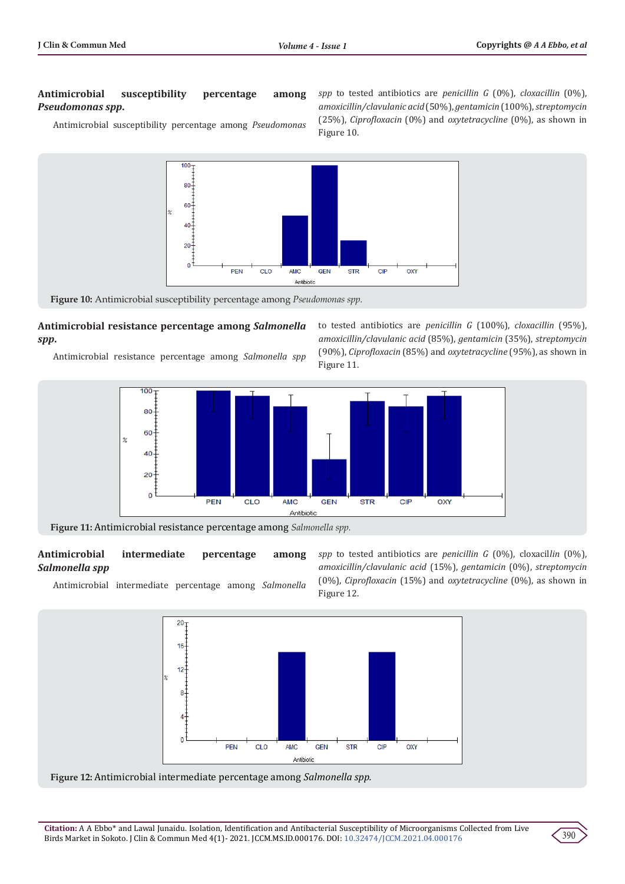### Antimicrobial susceptibility percentage among *Pseudomonas spp.*

Antimicrobial susceptibility percentage among *Pseudomonas spp* to tested antibiotics are *penicillin G* (0%), *cloxacillin* (0%), *amoxicillin/clavulanic acid* (50%), *gentamicin* (100%), *streptomycin* (25%), *Ciprofloxacin* (0%) and *oxytetracycline* (0%), as shown in Figure 10.

**Figure 10:** Antimicrobial susceptibility percentage among *Pseudomonas spp.*

### Antimicrobial resistance percentage among *Salmonella spp.*

Antimicrobial resistance percentage among *Salmonella spp* to tested antibiotics are *penicillin G* (100%), *cloxacillin* (95%), *amoxicillin/clavulanic acid* (85%), *gentamicin* (35%), *streptomycin* (90%), *Ciprofloxacin* (85%) and *oxytetracycline* (95%), as shown in Figure 11.

**Figure 11:** Antimicrobial resistance percentage among *Salmonella spp.*

### Antimicrobial intermediate percentage among *Salmonella spp*

Antimicrobial intermediate percentage among *Salmonella spp* to tested antibiotics are *penicillin G* (0%), cloxacil*lin* (0%), *amoxicillin/clavulanic acid* (15%), *gentamicin* (0%), *streptomycin* (0%), *Ciprofloxacin* (15%) and *oxytetracycline* (0%), as shown in Figure 12.

**Figure 12:** Antimicrobial intermediate percentage among *Salmonella spp.*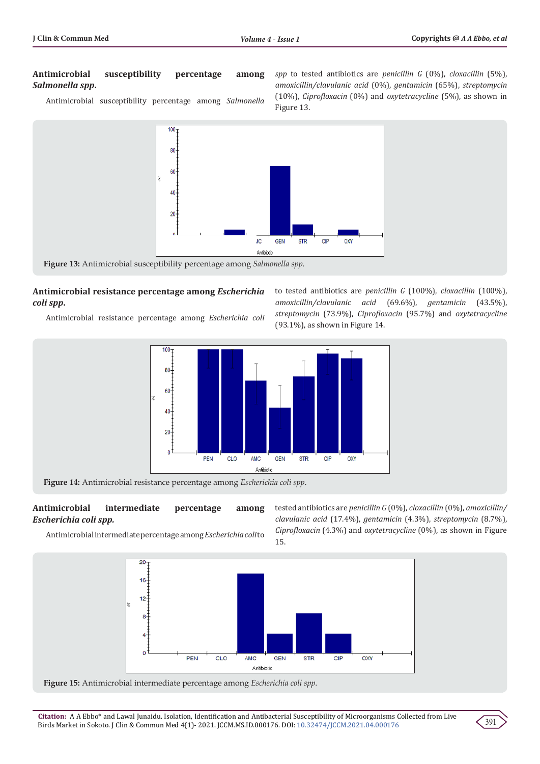### Antimicrobial susceptibility percentage among *Salmonella spp.*

Antimicrobial susceptibility percentage among *Salmonella spp* to tested antibiotics are *penicillin G* (0%), *cloxacillin* (5%), *amoxicillin/clavulanic acid* (0%), *gentamicin* (65%), *streptomycin* (10%), *Ciprofloxacin* (0%) and *oxytetracycline* (5%), as shown in Figure 13.

**Figure 13:** Antimicrobial susceptibility percentage among *Salmonella spp.*

### Antimicrobial resistance percentage among *Escherichia coli spp.*

Antimicrobial resistance percentage among *Escherichia coli* to tested antibiotics are *penicillin G* (100%), *cloxacillin* (100%), *amoxicillin/clavulanic acid* (69.6%), *gentamicin* (43.5%), *streptomycin* (73.9%), *Ciprofloxacin* (95.7%) and *oxytetracycline* (93.1%), as shown in Figure 14.

**Figure 14:** Antimicrobial resistance percentage among *Escherichia coli spp*.

### Antimicrobial intermediate percentage among *Escherichia coli spp.*

Antimicrobial intermediate percentage among *Escherichia coli* to tested antibiotics are *penicillin G* (0%), *cloxacillin* (0%), *amoxicillin/clavulanic acid* (17.4%), *gentamicin* (4.3%), *streptomycin* (8.7%), *Ciprofloxacin* (4.3%) and *oxytetracycline* (0%), as shown in Figure 15.

**Figure 15:** Antimicrobial intermediate percentage among *Escherichia coli spp.*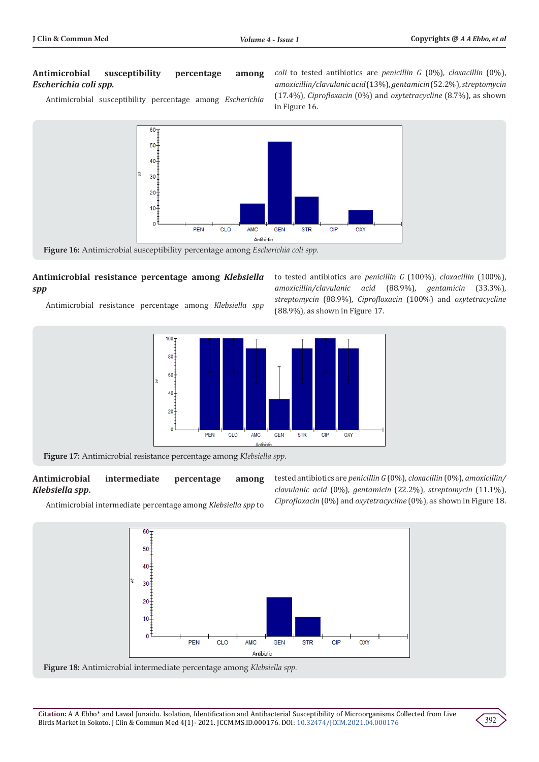## Antimicrobial susceptibility percentage among *Escherichia coli spp.*

Antimicrobial susceptibility percentage among *Escherichia coli* to tested antibiotics are *penicillin G* (0%), *cloxacillin* (0%), *amoxicillin/clavulanic acid* (13%), *gentamicin* (52.2%), *streptomycin* (17.4%), *Ciprofloxacin* (0%) and *oxytetracycline* (8.7%), as shown in Figure 16.

**Figure 16:** Antimicrobial susceptibility percentage among *Escherichia coli spp.*

## Antimicrobial resistance percentage among *Klebsiella spp*

Antimicrobial resistance percentage among *Klebsiella spp* to tested antibiotics are *penicillin G* (100%), *cloxacillin* (100%), *amoxicillin/clavulanic acid* (88.9%), *gentamicin* (33.3%), *streptomycin* (88.9%), *Ciprofloxacin* (100%) and *oxytetracycline* (88.9%), as shown in Figure 17.

**Figure 17:** Antimicrobial resistance percentage among *Klebsiella spp.*

## Antimicrobial intermediate percentage among *Klebsiella spp.*

Antimicrobial intermediate percentage among *Klebsiella spp* to tested antibiotics are *penicillin G* (0%), *cloxacillin* (0%), *amoxicillin/clavulanic acid* (0%), *gentamicin* (22.2%), *streptomycin* (11.1%), *Ciprofloxacin* (0%) and *oxytetracycline* (0%), as shown in Figure 18.

**Figure 18:** Antimicrobial intermediate percentage among *Klebsiella spp.*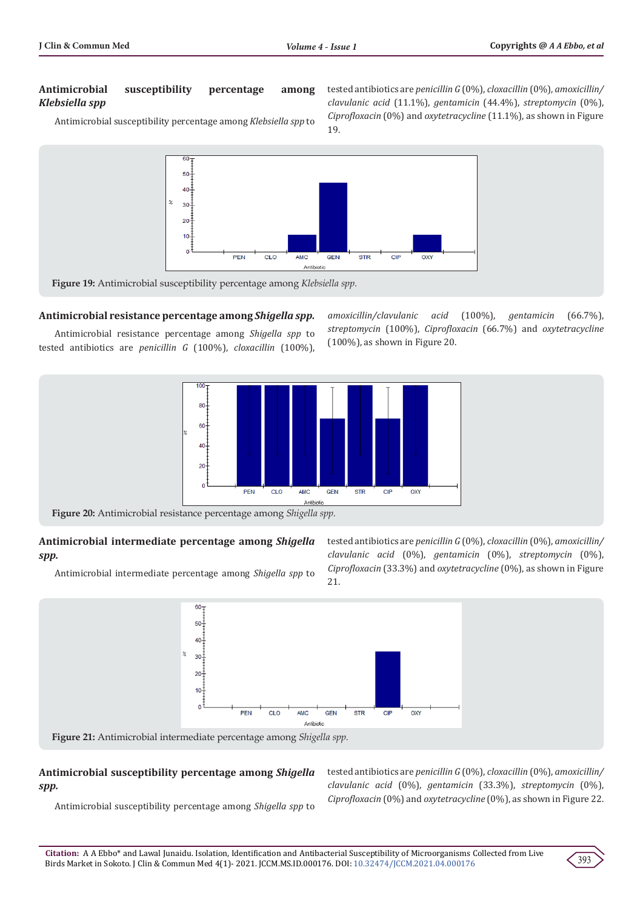### Antimicrobial susceptibility percentage among *Klebsiella spp*

Antimicrobial susceptibility percentage among *Klebsiella spp* to tested antibiotics are *penicillin G* (0%), *cloxacillin* (0%), *amoxicillin/clavulanic acid* (11.1%), *gentamicin* (44.4%), *streptomycin* (0%), *Ciprofloxacin* (0%) and *oxytetracycline* (11.1%), as shown in Figure 19.

**Figure 19:** Antimicrobial susceptibility percentage among *Klebsiella spp.*

### Antimicrobial resistance percentage among *Shigella spp.*

Antimicrobial resistance percentage among *Shigella spp* to tested antibiotics are *penicillin G* (100%), *cloxacillin* (100%), *amoxicillin/clavulanic acid* (100%), *gentamicin* (66.7%), *streptomycin* (100%), *Ciprofloxacin* (66.7%) and *oxytetracycline* (100%), as shown in Figure 20.

**Figure 20:** Antimicrobial resistance percentage among *Shigella spp.*

### Antimicrobial intermediate percentage among *Shigella spp.*

Antimicrobial intermediate percentage among *Shigella spp* to tested antibiotics are *penicillin G* (0%), *cloxacillin* (0%), *amoxicillin/clavulanic acid* (0%), *gentamicin* (0%), *streptomycin* (0%), *Ciprofloxacin* (33.3%) and *oxytetracycline* (0%), as shown in Figure 21.

**Figure 21:** Antimicrobial intermediate percentage among *Shigella spp.*

### Antimicrobial susceptibility percentage among *Shigella spp.*

Antimicrobial susceptibility percentage among *Shigella spp* to tested antibiotics are *penicillin G* (0%), *cloxacillin* (0%), *amoxicillin/clavulanic acid* (0%), *gentamicin* (33.3%), *streptomycin* (0%), *Ciprofloxacin* (0%) and *oxytetracycline* (0%), as shown in Figure 22.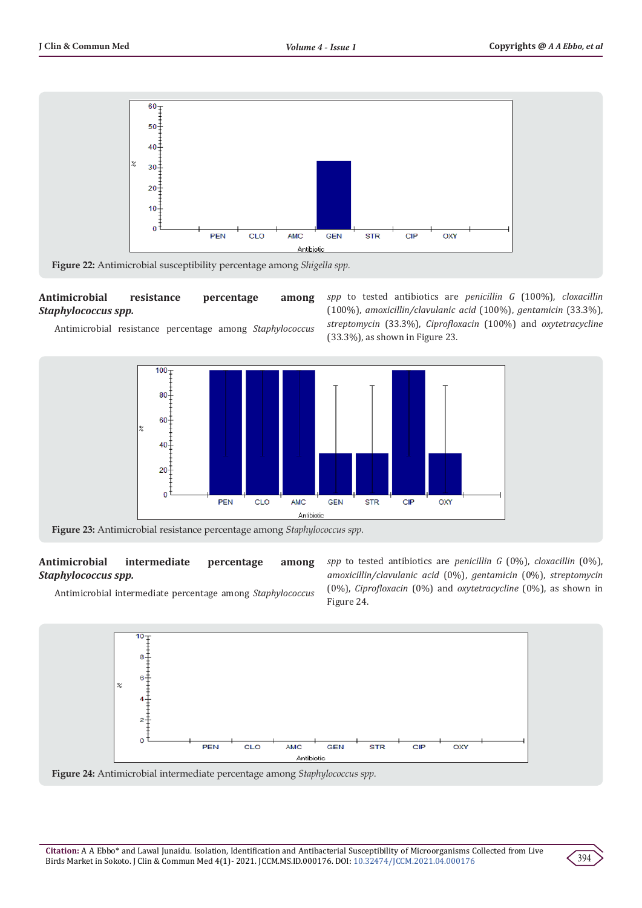Figure 22: Antimicrobial susceptibility percentage among *Shigella spp.*

## Antimicrobial resistance percentage among *Staphylococcus spp.*

Antimicrobial resistance percentage among *Staphylococcus spp* to tested antibiotics are *penicillin G* (100%), *cloxacillin* (100%), *amoxicillin/clavulanic acid* (100%), *gentamicin* (33.3%), *streptomycin* (33.3%), *Ciprofloxacin* (100%) and *oxytetracycline* (33.3%), as shown in Figure 23.

Figure 23: Antimicrobial resistance percentage among *Staphylococcus spp.*

## Antimicrobial intermediate percentage among *Staphylococcus spp.*

Antimicrobial intermediate percentage among *Staphylococcus spp* to tested antibiotics are *penicillin G* (0%), *cloxacillin* (0%), *amoxicillin/clavulanic acid* (0%), *gentamicin* (0%), *streptomycin* (0%), *Ciprofloxacin* (0%) and *oxytetracycline* (0%), as shown in Figure 24.

Figure 24: Antimicrobial intermediate percentage among *Staphylococcus spp.*

**Citation:** A A Ebbo* and Lawal Junaidu. Isolation, Identification and Antibacterial Susceptibility of Microorganisms Collected from Live Birds Market in Sokoto. J Clin & Commun Med 4(1)- 2021. JCCM.MS.ID.000176. DOI: 10.32474/JCCM.2021.04.000176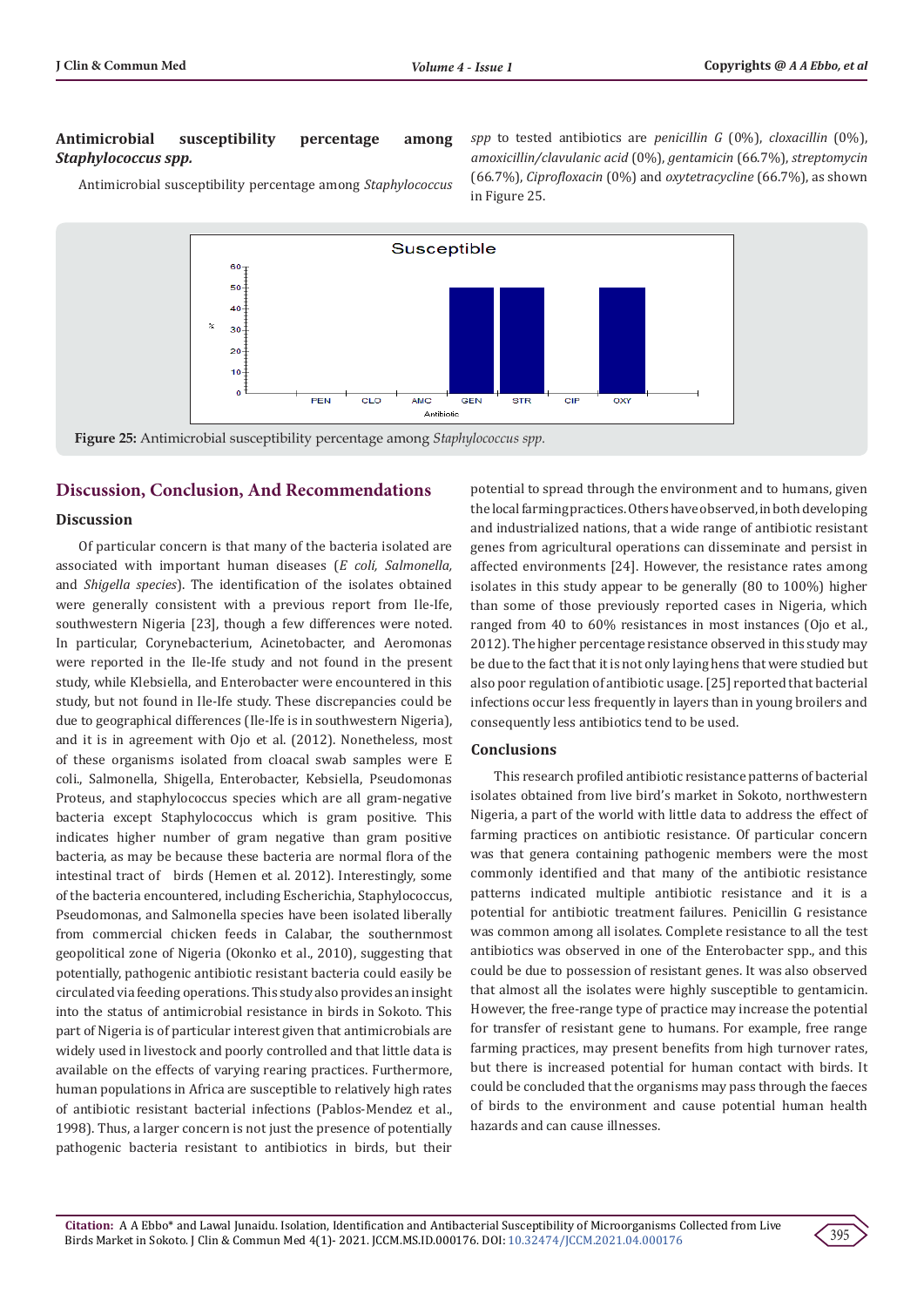### Antimicrobial susceptibility percentage among *Staphylococcus spp.*

Antimicrobial susceptibility percentage among *Staphylococcus spp* to tested antibiotics are *penicillin G* (0%), *cloxacillin* (0%), *amoxicillin/clavulanic acid* (0%), *gentamicin* (66.7%), *streptomycin* (66.7%), *Ciprofloxacin* (0%) and *oxytetracycline* (66.7%), as shown in Figure 25.

**Figure 25:** Antimicrobial susceptibility percentage among *Staphylococcus spp.*

## Discussion, Conclusion, And Recommendations

### Discussion

Of particular concern is that many of the bacteria isolated are associated with important human diseases (*E coli, Salmonella,* and *Shigella species*). The identification of the isolates obtained were generally consistent with a previous report from Ile-Ife, southwestern Nigeria [23], though a few differences were noted. In particular, Corynebacterium, Acinetobacter, and Aeromonas were reported in the Ile-Ife study and not found in the present study, while Klebsiella, and Enterobacter were encountered in this study, but not found in Ile-Ife study. These discrepancies could be due to geographical differences (Ile-Ife is in southwestern Nigeria), and it is in agreement with Ojo et al. (2012). Nonetheless, most of these organisms isolated from cloacal swab samples were E coli., Salmonella, Shigella, Enterobacter, Kebsiella, Pseudomonas Proteus, and staphylococcus species which are all gram-negative bacteria except Staphylococcus which is gram positive. This indicates higher number of gram negative than gram positive bacteria, as may be because these bacteria are normal flora of the intestinal tract of birds (Hemen et al. 2012). Interestingly, some of the bacteria encountered, including Escherichia, Staphylococcus, Pseudomonas, and Salmonella species have been isolated liberally from commercial chicken feeds in Calabar, the southernmost geopolitical zone of Nigeria (Okonko et al., 2010), suggesting that potentially, pathogenic antibiotic resistant bacteria could easily be circulated via feeding operations. This study also provides an insight into the status of antimicrobial resistance in birds in Sokoto. This part of Nigeria is of particular interest given that antimicrobials are widely used in livestock and poorly controlled and that little data is available on the effects of varying rearing practices. Furthermore, human populations in Africa are susceptible to relatively high rates of antibiotic resistant bacterial infections (Pablos-Mendez et al., 1998). Thus, a larger concern is not just the presence of potentially pathogenic bacteria resistant to antibiotics in birds, but their potential to spread through the environment and to humans, given the local farming practices. Others have observed, in both developing and industrialized nations, that a wide range of antibiotic resistant genes from agricultural operations can disseminate and persist in affected environments [24]. However, the resistance rates among isolates in this study appear to be generally (80 to 100%) higher than some of those previously reported cases in Nigeria, which ranged from 40 to 60% resistances in most instances (Ojo et al., 2012). The higher percentage resistance observed in this study may be due to the fact that it is not only laying hens that were studied but also poor regulation of antibiotic usage. [25] reported that bacterial infections occur less frequently in layers than in young broilers and consequently less antibiotics tend to be used.

### Conclusions

This research profiled antibiotic resistance patterns of bacterial isolates obtained from live bird's market in Sokoto, northwestern Nigeria, a part of the world with little data to address the effect of farming practices on antibiotic resistance. Of particular concern was that genera containing pathogenic members were the most commonly identified and that many of the antibiotic resistance patterns indicated multiple antibiotic resistance and it is a potential for antibiotic treatment failures. Penicillin G resistance was common among all isolates. Complete resistance to all the test antibiotics was observed in one of the Enterobacter spp., and this could be due to possession of resistant genes. It was also observed that almost all the isolates were highly susceptible to gentamicin. However, the free-range type of practice may increase the potential for transfer of resistant gene to humans. For example, free range farming practices, may present benefits from high turnover rates, but there is increased potential for human contact with birds. It could be concluded that the organisms may pass through the faeces of birds to the environment and cause potential human health hazards and can cause illnesses.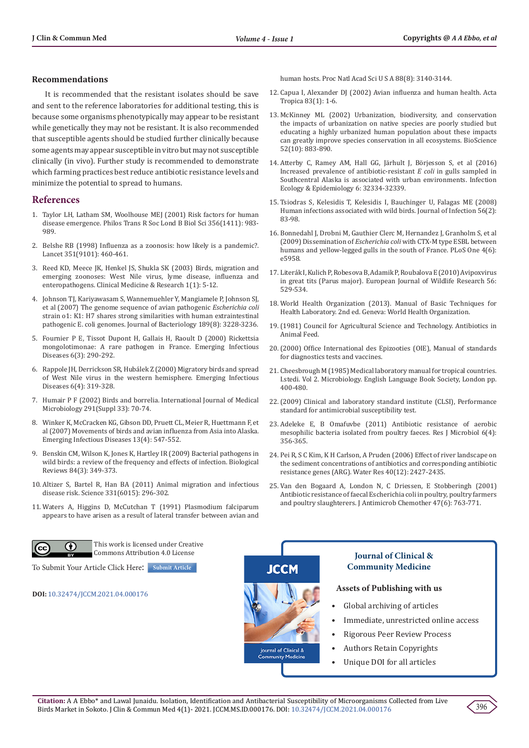## Recommendations

It is recommended that the resistant isolates should be save and sent to the reference laboratories for additional testing, this is because some organisms phenotypically may appear to be resistant while genetically they may not be resistant. It is also recommended that susceptible agents should be studied further clinically because some agents may appear susceptible in vitro but may not susceptible clinically (in vivo). Further study is recommended to demonstrate which farming practices best reduce antibiotic resistance levels and minimize the potential to spread to humans.

## References

1. Taylor LH, Latham SM, Woolhouse MEJ (2001) Risk factors for human disease emergence. Philos Trans R Soc Lond B Biol Sci 356(1411): 983-989.
2. Belshe RB (1998) Influenza as a zoonosis: how likely is a pandemic?. Lancet 351(9101): 460-461.
3. Reed KD, Meece JK, Henkel JS, Shukla SK (2003) Birds, migration and emerging zoonoses: West Nile virus, lyme disease, influenza and enteropathogens. Clinical Medicine & Research 1(1): 5-12.
4. Johnson TJ, Kariyawasam S, Wannemuehler Y, Mangiamele P, Johnson SJ, et al (2007) The genome sequence of avian pathogenic *Escherichia coli* strain o1: K1: H7 shares strong similarities with human extraintestinal pathogenic E. coli genomes. Journal of Bacteriology 189(8): 3228-3236.
5. Fournier P E, Tissot Dupont H, Gallais H, Raoult D (2000) Rickettsia mongolotimonae: A rare pathogen in France. Emerging Infectious Diseases 6(3): 290-292.
6. Rappole JH, Derrickson SR, Hubálek Z (2000) Migratory birds and spread of West Nile virus in the western hemisphere. Emerging Infectious Diseases 6(4): 319-328.
7. Humair P F (2002) Birds and borrelia. International Journal of Medical Microbiology 291(Suppl 33): 70-74.
8. Winker K, McCracken KG, Gibson DD, Pruett CL, Meier R, Huettmann F, et al (2007) Movements of birds and avian influenza from Asia into Alaska. Emerging Infectious Diseases 13(4): 547-552.
9. Benskin CM, Wilson K, Jones K, Hartley IR (2009) Bacterial pathogens in wild birds: a review of the frequency and effects of infection. Biological Reviews 84(3): 349-373.
10. Altizer S, Bartel R, Han BA (2011) Animal migration and infectious disease risk. Science 331(6015): 296-302.
11. Waters A, Higgins D, McCutchan T (1991) Plasmodium falciparum appears to have arisen as a result of lateral transfer between avian and human hosts. Proc Natl Acad Sci U S A 88(8): 3140-3144.
12. Capua I, Alexander DJ (2002) Avian influenza and human health. Acta Tropica 83(1): 1-6.
13. McKinney ML (2002) Urbanization, biodiversity, and conservation the impacts of urbanization on native species are poorly studied but educating a highly urbanized human population about these impacts can greatly improve species conservation in all ecosystems. BioScience 52(10): 883-890.
14. Atterby C, Ramey AM, Hall GG, Järhult J, Börjesson S, et al (2016) Increased prevalence of antibiotic-resistant *E coli* in gulls sampled in Southcentral Alaska is associated with urban environments. Infection Ecology & Epidemiology 6: 32334-32339.
15. Tsiodras S, Kelesidis T, Kelesidis I, Bauchinger U, Falagas ME (2008) Human infections associated with wild birds. Journal of Infection 56(2): 83-98.
16. Bonnedahl J, Drobni M, Gauthier Clerc M, Hernandez J, Granholm S, et al (2009) Dissemination of *Escherichia coli* with CTX-M type ESBL between humans and yellow-legged gulls in the south of France. PLoS One 4(6): e5958.
17. Literák I, Kulich P, Robesova B, Adamik P, Roubalova E (2010) Avipoxvirus in great tits (Parus major). European Journal of Wildlife Research 56: 529-534.
18. World Health Organization (2013). Manual of Basic Techniques for Health Laboratory. 2nd ed. Geneva: World Health Organization.
19. (1981) Council for Agricultural Science and Technology. Antibiotics in Animal Feed.
20. (2000) Office International des Epizooties (OIE), Manual of standards for diagnostics tests and vaccines.
21. Cheesbrough M (1985) Medical laboratory manual for tropical countries. I.stedi. Vol 2. Microbiology. English Language Book Society, London pp. 400-480.
22. (2009) Clinical and laboratory standard institute (CLSI), Performance standard for antimicrobial susceptibility test.
23. Adeleke E, B Omafuvbe (2011) Antibiotic resistance of aerobic mesophilic bacteria isolated from poultry faeces. Res J Microbiol 6(4): 356-365.
24. Pei R, S C Kim, K H Carlson, A Pruden (2006) Effect of river landscape on the sediment concentrations of antibiotics and corresponding antibiotic resistance genes (ARG). Water Res 40(12): 2427-2435.
25. Van den Bogaard A, London N, C Driessen, E Stobberingh (2001) Antibiotic resistance of faecal Escherichia coli in poultry, poultry farmers and poultry slaughterers. J Antimicrob Chemother 47(6): 763-771.

This work is licensed under Creative Commons Attribution 4.0 License

To Submit Your Article Click Here: Submit Article

**DOI:** 10.32474/JCCM.2021.04.000176

**Journal of Clinical & Community Medicine**

**Assets of Publishing with us**

- Global archiving of articles
- Immediate, unrestricted online access
- Rigorous Peer Review Process
- Authors Retain Copyrights
- Unique DOI for all articles

**Citation:** A A Ebbo* and Lawal Junaidu. Isolation, Identification and Antibacterial Susceptibility of Microorganisms Collected from Live Birds Market in Sokoto. J Clin & Commun Med 4(1)- 2021. JCCM.MS.ID.000176. DOI: 10.32474/JCCM.2021.04.000176